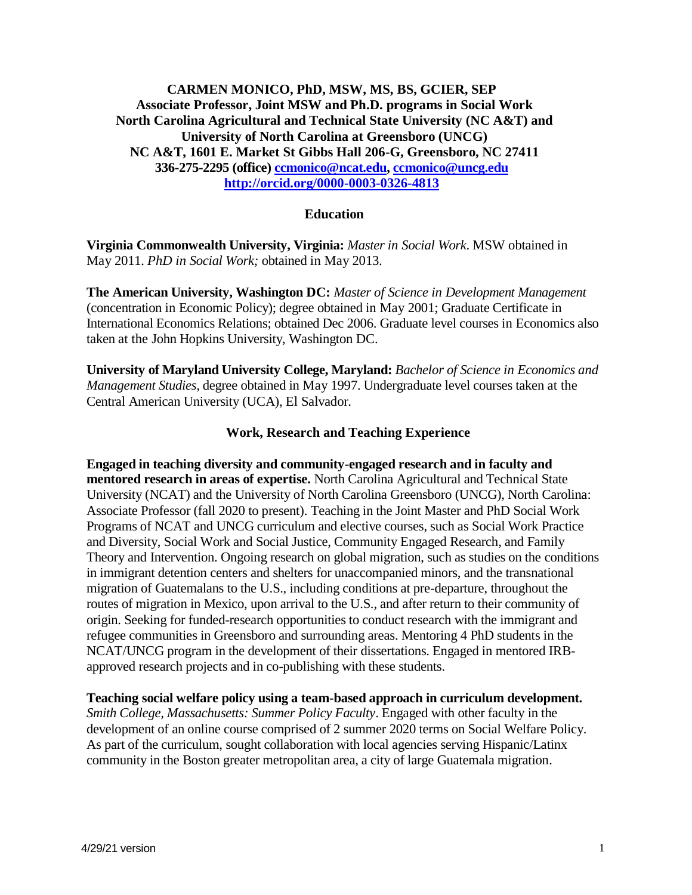# CARMEN MONICO, PhD, MSW, MS, BS, GCIER, SEP

**Associate Professor, Joint MSW and Ph.D. programs in Social Work**
**North Carolina Agricultural and Technical State University (NC A&T) and**
**University of North Carolina at Greensboro (UNCG)**
**NC A&T, 1601 E. Market St Gibbs Hall 206-G, Greensboro, NC 27411**
**336-275-2295 (office) ccmonico@ncat.edu, ccmonico@uncg.edu**
**http://orcid.org/0000-0003-0326-4813**

## Education

**Virginia Commonwealth University, Virginia:** *Master in Social Work*. MSW obtained in May 2011. *PhD in Social Work;* obtained in May 2013.

**The American University, Washington DC:** *Master of Science in Development Management* (concentration in Economic Policy); degree obtained in May 2001; Graduate Certificate in International Economics Relations; obtained Dec 2006. Graduate level courses in Economics also taken at the John Hopkins University, Washington DC.

**University of Maryland University College, Maryland:** *Bachelor of Science in Economics and Management Studies*, degree obtained in May 1997. Undergraduate level courses taken at the Central American University (UCA), El Salvador.

## Work, Research and Teaching Experience

**Engaged in teaching diversity and community-engaged research and in faculty and mentored research in areas of expertise.** North Carolina Agricultural and Technical State University (NCAT) and the University of North Carolina Greensboro (UNCG), North Carolina: Associate Professor (fall 2020 to present). Teaching in the Joint Master and PhD Social Work Programs of NCAT and UNCG curriculum and elective courses, such as Social Work Practice and Diversity, Social Work and Social Justice, Community Engaged Research, and Family Theory and Intervention. Ongoing research on global migration, such as studies on the conditions in immigrant detention centers and shelters for unaccompanied minors, and the transnational migration of Guatemalans to the U.S., including conditions at pre-departure, throughout the routes of migration in Mexico, upon arrival to the U.S., and after return to their community of origin. Seeking for funded-research opportunities to conduct research with the immigrant and refugee communities in Greensboro and surrounding areas. Mentoring 4 PhD students in the NCAT/UNCG program in the development of their dissertations. Engaged in mentored IRB-approved research projects and in co-publishing with these students.

**Teaching social welfare policy using a team-based approach in curriculum development.** *Smith College, Massachusetts: Summer Policy Faculty*. Engaged with other faculty in the development of an online course comprised of 2 summer 2020 terms on Social Welfare Policy. As part of the curriculum, sought collaboration with local agencies serving Hispanic/Latinx community in the Boston greater metropolitan area, a city of large Guatemala migration.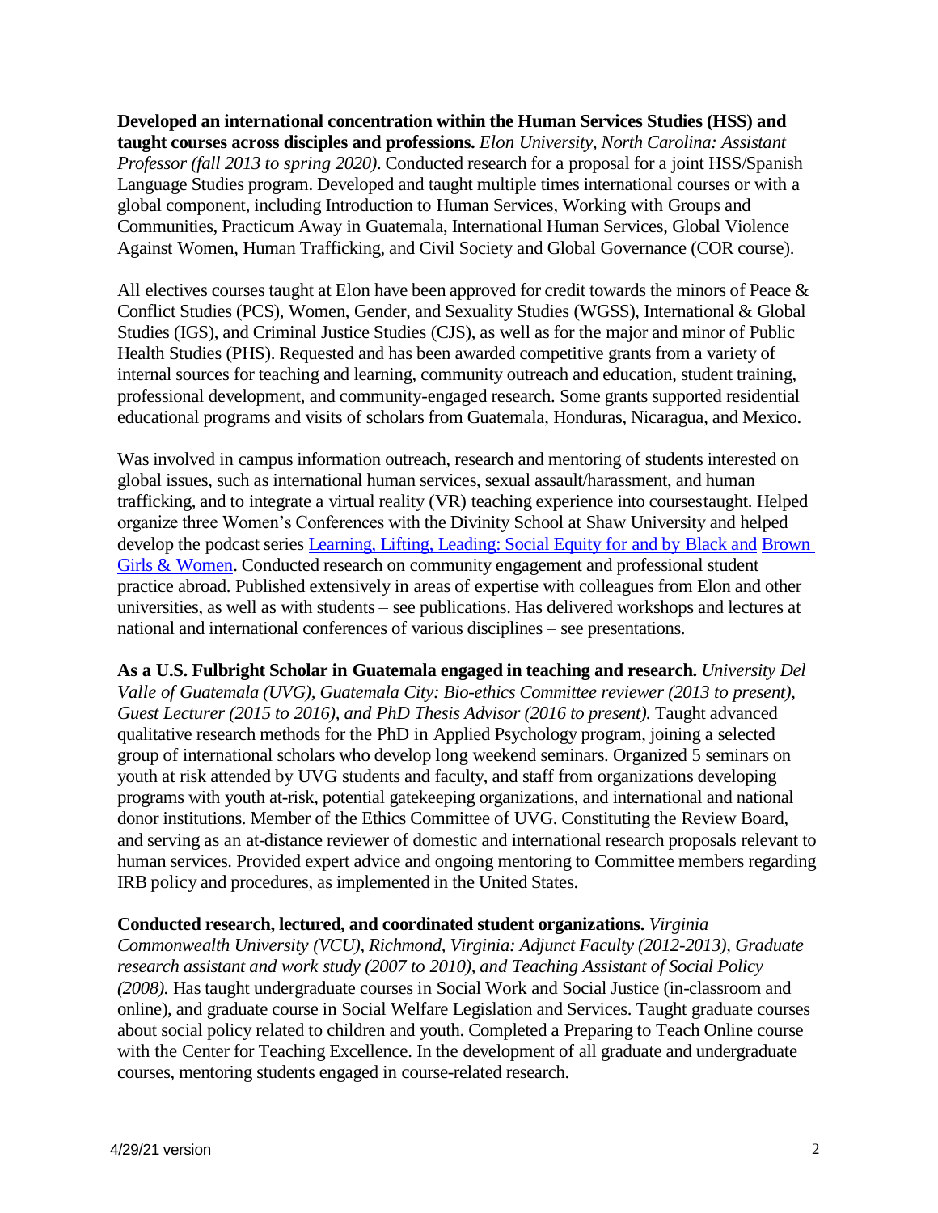**Developed an international concentration within the Human Services Studies (HSS) and taught courses across disciples and professions.** *Elon University, North Carolina: Assistant Professor (fall 2013 to spring 2020)*. Conducted research for a proposal for a joint HSS/Spanish Language Studies program. Developed and taught multiple times international courses or with a global component, including Introduction to Human Services, Working with Groups and Communities, Practicum Away in Guatemala, International Human Services, Global Violence Against Women, Human Trafficking, and Civil Society and Global Governance (COR course).

All electives courses taught at Elon have been approved for credit towards the minors of Peace & Conflict Studies (PCS), Women, Gender, and Sexuality Studies (WGSS), International & Global Studies (IGS), and Criminal Justice Studies (CJS), as well as for the major and minor of Public Health Studies (PHS). Requested and has been awarded competitive grants from a variety of internal sources for teaching and learning, community outreach and education, student training, professional development, and community-engaged research. Some grants supported residential educational programs and visits of scholars from Guatemala, Honduras, Nicaragua, and Mexico.

Was involved in campus information outreach, research and mentoring of students interested on global issues, such as international human services, sexual assault/harassment, and human trafficking, and to integrate a virtual reality (VR) teaching experience into coursestaught. Helped organize three Women's Conferences with the Divinity School at Shaw University and helped develop the podcast series Learning, Lifting, Leading: Social Equity for and by Black and Brown Girls & Women. Conducted research on community engagement and professional student practice abroad. Published extensively in areas of expertise with colleagues from Elon and other universities, as well as with students – see publications. Has delivered workshops and lectures at national and international conferences of various disciplines – see presentations.

**As a U.S. Fulbright Scholar in Guatemala engaged in teaching and research.** *University Del Valle of Guatemala (UVG), Guatemala City: Bio-ethics Committee reviewer (2013 to present), Guest Lecturer (2015 to 2016), and PhD Thesis Advisor (2016 to present).* Taught advanced qualitative research methods for the PhD in Applied Psychology program, joining a selected group of international scholars who develop long weekend seminars. Organized 5 seminars on youth at risk attended by UVG students and faculty, and staff from organizations developing programs with youth at-risk, potential gatekeeping organizations, and international and national donor institutions. Member of the Ethics Committee of UVG. Constituting the Review Board, and serving as an at-distance reviewer of domestic and international research proposals relevant to human services. Provided expert advice and ongoing mentoring to Committee members regarding IRB policy and procedures, as implemented in the United States.

**Conducted research, lectured, and coordinated student organizations.** *Virginia Commonwealth University (VCU), Richmond, Virginia: Adjunct Faculty (2012-2013), Graduate research assistant and work study (2007 to 2010), and Teaching Assistant of Social Policy (2008).* Has taught undergraduate courses in Social Work and Social Justice (in-classroom and online), and graduate course in Social Welfare Legislation and Services. Taught graduate courses about social policy related to children and youth. Completed a Preparing to Teach Online course with the Center for Teaching Excellence. In the development of all graduate and undergraduate courses, mentoring students engaged in course-related research.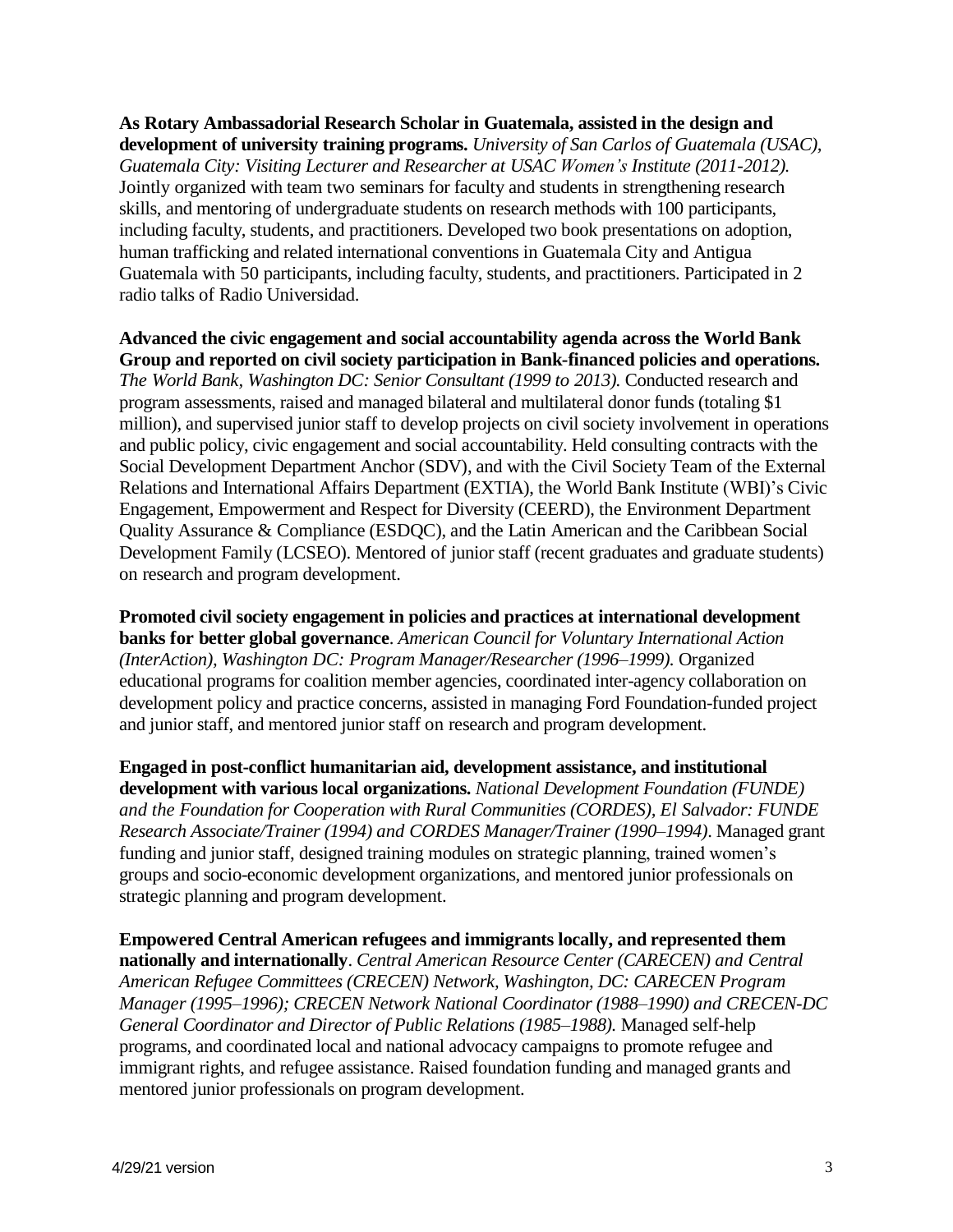**As Rotary Ambassadorial Research Scholar in Guatemala, assisted in the design and development of university training programs.** *University of San Carlos of Guatemala (USAC), Guatemala City: Visiting Lecturer and Researcher at USAC Women's Institute (2011-2012).* Jointly organized with team two seminars for faculty and students in strengthening research skills, and mentoring of undergraduate students on research methods with 100 participants, including faculty, students, and practitioners. Developed two book presentations on adoption, human trafficking and related international conventions in Guatemala City and Antigua Guatemala with 50 participants, including faculty, students, and practitioners. Participated in 2 radio talks of Radio Universidad.

**Advanced the civic engagement and social accountability agenda across the World Bank Group and reported on civil society participation in Bank-financed policies and operations.** *The World Bank, Washington DC: Senior Consultant (1999 to 2013).* Conducted research and program assessments, raised and managed bilateral and multilateral donor funds (totaling $1 million), and supervised junior staff to develop projects on civil society involvement in operations and public policy, civic engagement and social accountability. Held consulting contracts with the Social Development Department Anchor (SDV), and with the Civil Society Team of the External Relations and International Affairs Department (EXTIA), the World Bank Institute (WBI)'s Civic Engagement, Empowerment and Respect for Diversity (CEERD), the Environment Department Quality Assurance & Compliance (ESDQC), and the Latin American and the Caribbean Social Development Family (LCSEO). Mentored of junior staff (recent graduates and graduate students) on research and program development.

**Promoted civil society engagement in policies and practices at international development banks for better global governance**. *American Council for Voluntary International Action (InterAction), Washington DC: Program Manager/Researcher (1996–1999).* Organized educational programs for coalition member agencies, coordinated inter-agency collaboration on development policy and practice concerns, assisted in managing Ford Foundation-funded project and junior staff, and mentored junior staff on research and program development.

**Engaged in post-conflict humanitarian aid, development assistance, and institutional development with various local organizations.** *National Development Foundation (FUNDE) and the Foundation for Cooperation with Rural Communities (CORDES), El Salvador: FUNDE Research Associate/Trainer (1994) and CORDES Manager/Trainer (1990–1994)*. Managed grant funding and junior staff, designed training modules on strategic planning, trained women's groups and socio-economic development organizations, and mentored junior professionals on strategic planning and program development.

**Empowered Central American refugees and immigrants locally, and represented them nationally and internationally**. *Central American Resource Center (CARECEN) and Central American Refugee Committees (CRECEN) Network, Washington, DC: CARECEN Program Manager (1995–1996); CRECEN Network National Coordinator (1988–1990) and CRECEN-DC General Coordinator and Director of Public Relations (1985–1988).* Managed self-help programs, and coordinated local and national advocacy campaigns to promote refugee and immigrant rights, and refugee assistance. Raised foundation funding and managed grants and mentored junior professionals on program development.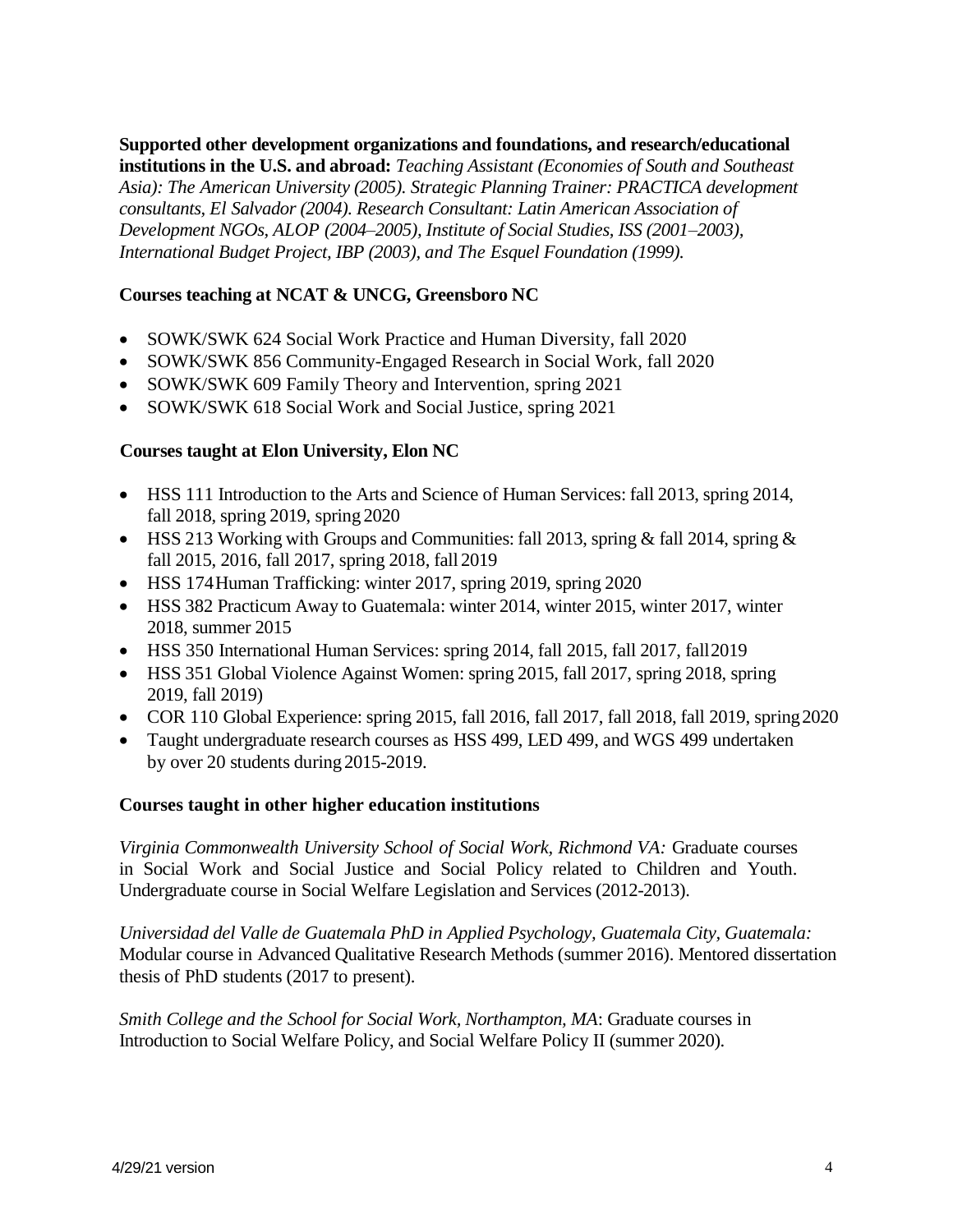**Supported other development organizations and foundations, and research/educational institutions in the U.S. and abroad:** *Teaching Assistant (Economies of South and Southeast Asia): The American University (2005). Strategic Planning Trainer: PRACTICA development consultants, El Salvador (2004). Research Consultant: Latin American Association of Development NGOs, ALOP (2004–2005), Institute of Social Studies, ISS (2001–2003), International Budget Project, IBP (2003), and The Esquel Foundation (1999).*

**Courses teaching at NCAT & UNCG, Greensboro NC**

- SOWK/SWK 624 Social Work Practice and Human Diversity, fall 2020
- SOWK/SWK 856 Community-Engaged Research in Social Work, fall 2020
- SOWK/SWK 609 Family Theory and Intervention, spring 2021
- SOWK/SWK 618 Social Work and Social Justice, spring 2021

**Courses taught at Elon University, Elon NC**

- HSS 111 Introduction to the Arts and Science of Human Services: fall 2013, spring 2014, fall 2018, spring 2019, spring 2020
- HSS 213 Working with Groups and Communities: fall 2013, spring & fall 2014, spring & fall 2015, 2016, fall 2017, spring 2018, fall 2019
- HSS 174 Human Trafficking: winter 2017, spring 2019, spring 2020
- HSS 382 Practicum Away to Guatemala: winter 2014, winter 2015, winter 2017, winter 2018, summer 2015
- HSS 350 International Human Services: spring 2014, fall 2015, fall 2017, fall 2019
- HSS 351 Global Violence Against Women: spring 2015, fall 2017, spring 2018, spring 2019, fall 2019)
- COR 110 Global Experience: spring 2015, fall 2016, fall 2017, fall 2018, fall 2019, spring 2020
- Taught undergraduate research courses as HSS 499, LED 499, and WGS 499 undertaken by over 20 students during 2015-2019.

**Courses taught in other higher education institutions**

*Virginia Commonwealth University School of Social Work, Richmond VA:* Graduate courses in Social Work and Social Justice and Social Policy related to Children and Youth. Undergraduate course in Social Welfare Legislation and Services (2012-2013).

*Universidad del Valle de Guatemala PhD in Applied Psychology, Guatemala City, Guatemala:* Modular course in Advanced Qualitative Research Methods (summer 2016). Mentored dissertation thesis of PhD students (2017 to present).

*Smith College and the School for Social Work, Northampton, MA*: Graduate courses in Introduction to Social Welfare Policy, and Social Welfare Policy II (summer 2020).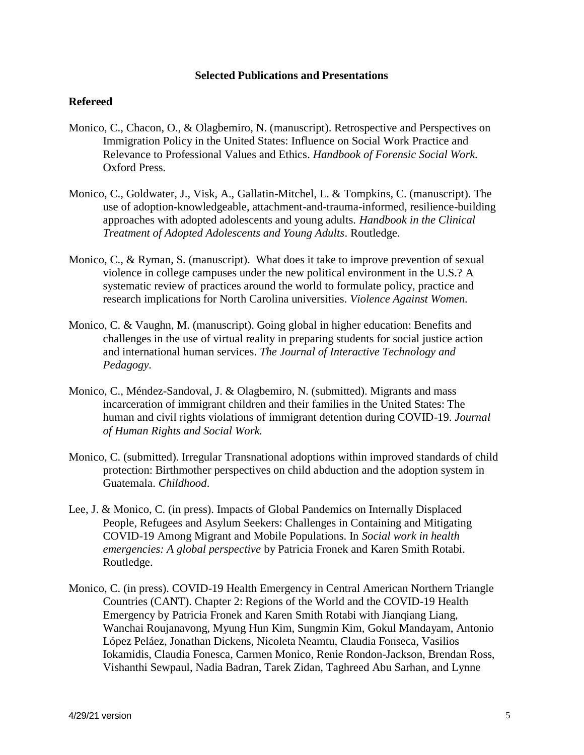**Selected Publications and Presentations**

**Refereed**

Monico, C., Chacon, O., & Olagbemiro, N. (manuscript). Retrospective and Perspectives on Immigration Policy in the United States: Influence on Social Work Practice and Relevance to Professional Values and Ethics. *Handbook of Forensic Social Work.* Oxford Press.

Monico, C., Goldwater, J., Visk, A., Gallatin-Mitchel, L. & Tompkins, C. (manuscript). The use of adoption-knowledgeable, attachment-and-trauma-informed, resilience-building approaches with adopted adolescents and young adults. *Handbook in the Clinical Treatment of Adopted Adolescents and Young Adults*. Routledge.

Monico, C., & Ryman, S. (manuscript). What does it take to improve prevention of sexual violence in college campuses under the new political environment in the U.S.? A systematic review of practices around the world to formulate policy, practice and research implications for North Carolina universities. *Violence Against Women.*

Monico, C. & Vaughn, M. (manuscript). Going global in higher education: Benefits and challenges in the use of virtual reality in preparing students for social justice action and international human services. *The Journal of Interactive Technology and Pedagogy.*

Monico, C., Méndez-Sandoval, J. & Olagbemiro, N. (submitted). Migrants and mass incarceration of immigrant children and their families in the United States: The human and civil rights violations of immigrant detention during COVID-19. *Journal of Human Rights and Social Work.*

Monico, C. (submitted). Irregular Transnational adoptions within improved standards of child protection: Birthmother perspectives on child abduction and the adoption system in Guatemala. *Childhood*.

Lee, J. & Monico, C. (in press). Impacts of Global Pandemics on Internally Displaced People, Refugees and Asylum Seekers: Challenges in Containing and Mitigating COVID-19 Among Migrant and Mobile Populations. In *Social work in health emergencies: A global perspective* by Patricia Fronek and Karen Smith Rotabi. Routledge.

Monico, C. (in press). COVID-19 Health Emergency in Central American Northern Triangle Countries (CANT). Chapter 2: Regions of the World and the COVID-19 Health Emergency by Patricia Fronek and Karen Smith Rotabi with Jianqiang Liang, Wanchai Roujanavong, Myung Hun Kim, Sungmin Kim, Gokul Mandayam, Antonio López Peláez, Jonathan Dickens, Nicoleta Neamtu, Claudia Fonseca, Vasilios Iokamidis, Claudia Fonesca, Carmen Monico, Renie Rondon-Jackson, Brendan Ross, Vishanthi Sewpaul, Nadia Badran, Tarek Zidan, Taghreed Abu Sarhan, and Lynne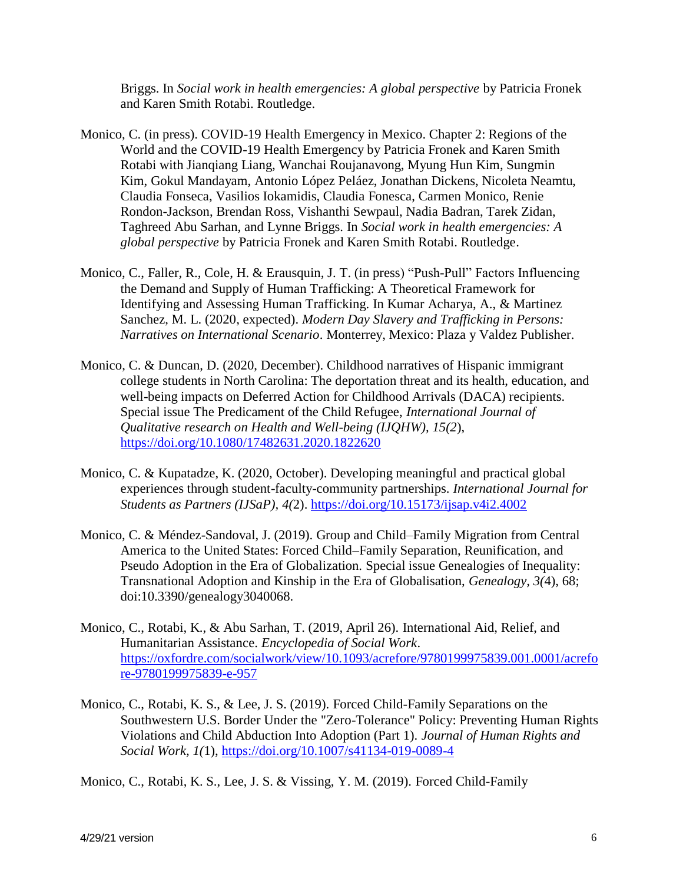Briggs. In *Social work in health emergencies: A global perspective* by Patricia Fronek and Karen Smith Rotabi. Routledge.

Monico, C. (in press). COVID-19 Health Emergency in Mexico. Chapter 2: Regions of the World and the COVID-19 Health Emergency by Patricia Fronek and Karen Smith Rotabi with Jianqiang Liang, Wanchai Roujanavong, Myung Hun Kim, Sungmin Kim, Gokul Mandayam, Antonio López Peláez, Jonathan Dickens, Nicoleta Neamtu, Claudia Fonseca, Vasilios Iokamidis, Claudia Fonesca, Carmen Monico, Renie Rondon-Jackson, Brendan Ross, Vishanthi Sewpaul, Nadia Badran, Tarek Zidan, Taghreed Abu Sarhan, and Lynne Briggs. In *Social work in health emergencies: A global perspective* by Patricia Fronek and Karen Smith Rotabi. Routledge.

Monico, C., Faller, R., Cole, H. & Erausquin, J. T. (in press) "Push-Pull" Factors Influencing the Demand and Supply of Human Trafficking: A Theoretical Framework for Identifying and Assessing Human Trafficking. In Kumar Acharya, A., & Martinez Sanchez, M. L. (2020, expected). *Modern Day Slavery and Trafficking in Persons: Narratives on International Scenario*. Monterrey, Mexico: Plaza y Valdez Publisher.

Monico, C. & Duncan, D. (2020, December). Childhood narratives of Hispanic immigrant college students in North Carolina: The deportation threat and its health, education, and well-being impacts on Deferred Action for Childhood Arrivals (DACA) recipients. Special issue The Predicament of the Child Refugee, *International Journal of Qualitative research on Health and Well-being (IJQHW), 15(2*), https://doi.org/10.1080/17482631.2020.1822620

Monico, C. & Kupatadze, K. (2020, October). Developing meaningful and practical global experiences through student-faculty-community partnerships. *International Journal for Students as Partners (IJSaP), 4(*2). https://doi.org/10.15173/ijsap.v4i2.4002

Monico, C. & Méndez-Sandoval, J. (2019). Group and Child–Family Migration from Central America to the United States: Forced Child–Family Separation, Reunification, and Pseudo Adoption in the Era of Globalization. Special issue Genealogies of Inequality: Transnational Adoption and Kinship in the Era of Globalisation, *Genealogy, 3(*4), 68; doi:10.3390/genealogy3040068.

Monico, C., Rotabi, K., & Abu Sarhan, T. (2019, April 26). International Aid, Relief, and Humanitarian Assistance. *Encyclopedia of Social Work*. https://oxfordre.com/socialwork/view/10.1093/acrefore/9780199975839.001.0001/acrefore-9780199975839-e-957

Monico, C., Rotabi, K. S., & Lee, J. S. (2019). Forced Child-Family Separations on the Southwestern U.S. Border Under the "Zero-Tolerance" Policy: Preventing Human Rights Violations and Child Abduction Into Adoption (Part 1). *Journal of Human Rights and Social Work*, *1(*1), https://doi.org/10.1007/s41134-019-0089-4

Monico, C., Rotabi, K. S., Lee, J. S. & Vissing, Y. M. (2019). Forced Child-Family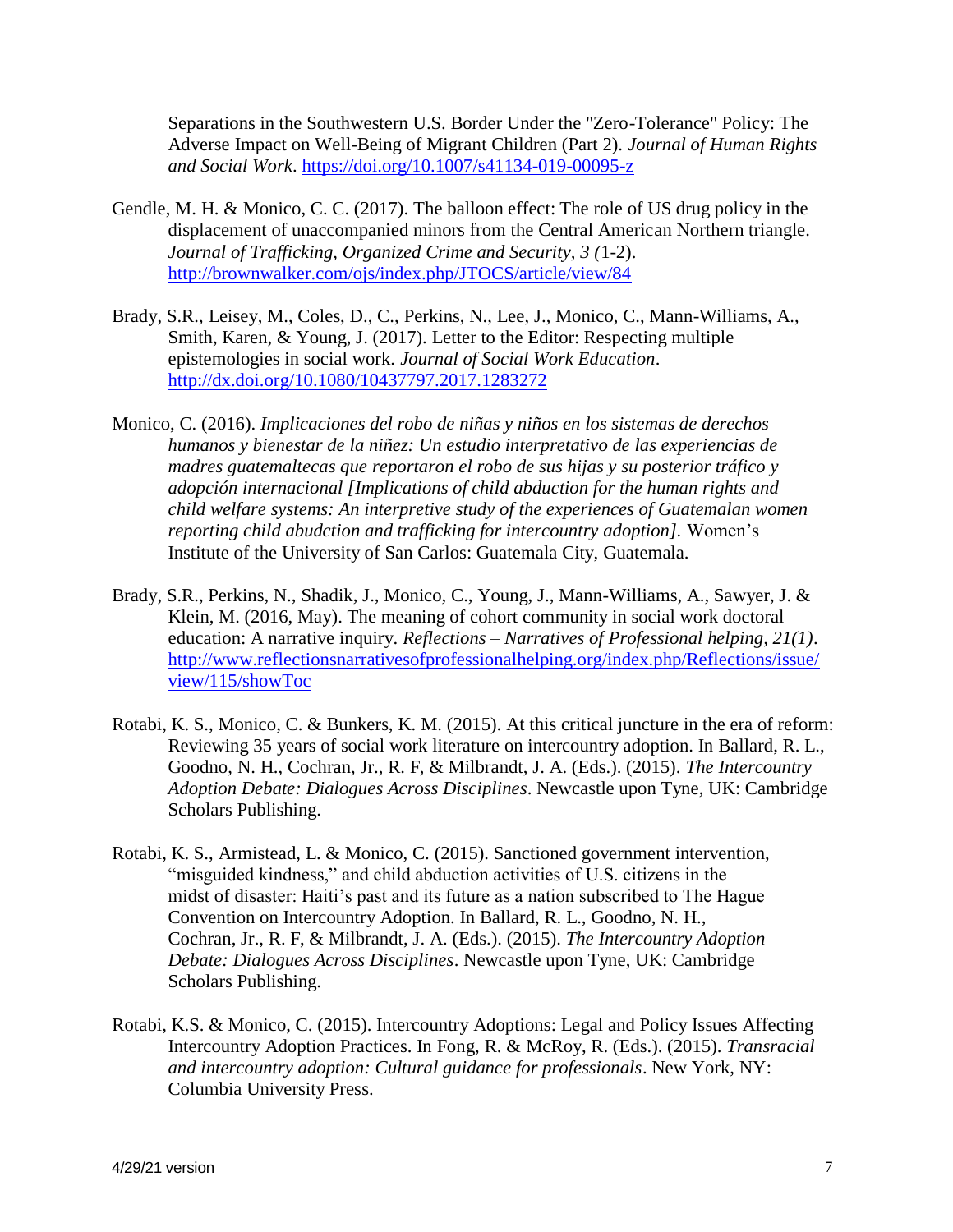Separations in the Southwestern U.S. Border Under the "Zero-Tolerance" Policy: The Adverse Impact on Well-Being of Migrant Children (Part 2). *Journal of Human Rights and Social Work*. https://doi.org/10.1007/s41134-019-00095-z

Gendle, M. H. & Monico, C. C. (2017). The balloon effect: The role of US drug policy in the displacement of unaccompanied minors from the Central American Northern triangle. *Journal of Trafficking, Organized Crime and Security, 3 (*1-2). http://brownwalker.com/ojs/index.php/JTOCS/article/view/84

Brady, S.R., Leisey, M., Coles, D., C., Perkins, N., Lee, J., Monico, C., Mann-Williams, A., Smith, Karen, & Young, J. (2017). Letter to the Editor: Respecting multiple epistemologies in social work. *Journal of Social Work Education*. http://dx.doi.org/10.1080/10437797.2017.1283272

Monico, C. (2016). *Implicaciones del robo de niñas y niños en los sistemas de derechos humanos y bienestar de la niñez: Un estudio interpretativo de las experiencias de madres guatemaltecas que reportaron el robo de sus hijas y su posterior tráfico y adopción internacional [Implications of child abduction for the human rights and child welfare systems: An interpretive study of the experiences of Guatemalan women reporting child abudction and trafficking for intercountry adoption].* Women's Institute of the University of San Carlos: Guatemala City, Guatemala.

Brady, S.R., Perkins, N., Shadik, J., Monico, C., Young, J., Mann-Williams, A., Sawyer, J. & Klein, M. (2016, May). The meaning of cohort community in social work doctoral education: A narrative inquiry. *Reflections – Narratives of Professional helping, 21(1)*. http://www.reflectionsnarrativesofprofessionalhelping.org/index.php/Reflections/issue/view/115/showToc

Rotabi, K. S., Monico, C. & Bunkers, K. M. (2015). At this critical juncture in the era of reform: Reviewing 35 years of social work literature on intercountry adoption. In Ballard, R. L., Goodno, N. H., Cochran, Jr., R. F, & Milbrandt, J. A. (Eds.). (2015). *The Intercountry Adoption Debate: Dialogues Across Disciplines*. Newcastle upon Tyne, UK: Cambridge Scholars Publishing.

Rotabi, K. S., Armistead, L. & Monico, C. (2015). Sanctioned government intervention, "misguided kindness," and child abduction activities of U.S. citizens in the midst of disaster: Haiti's past and its future as a nation subscribed to The Hague Convention on Intercountry Adoption. In Ballard, R. L., Goodno, N. H., Cochran, Jr., R. F, & Milbrandt, J. A. (Eds.). (2015). *The Intercountry Adoption Debate: Dialogues Across Disciplines*. Newcastle upon Tyne, UK: Cambridge Scholars Publishing.

Rotabi, K.S. & Monico, C. (2015). Intercountry Adoptions: Legal and Policy Issues Affecting Intercountry Adoption Practices. In Fong, R. & McRoy, R. (Eds.). (2015). *Transracial and intercountry adoption: Cultural guidance for professionals*. New York, NY: Columbia University Press.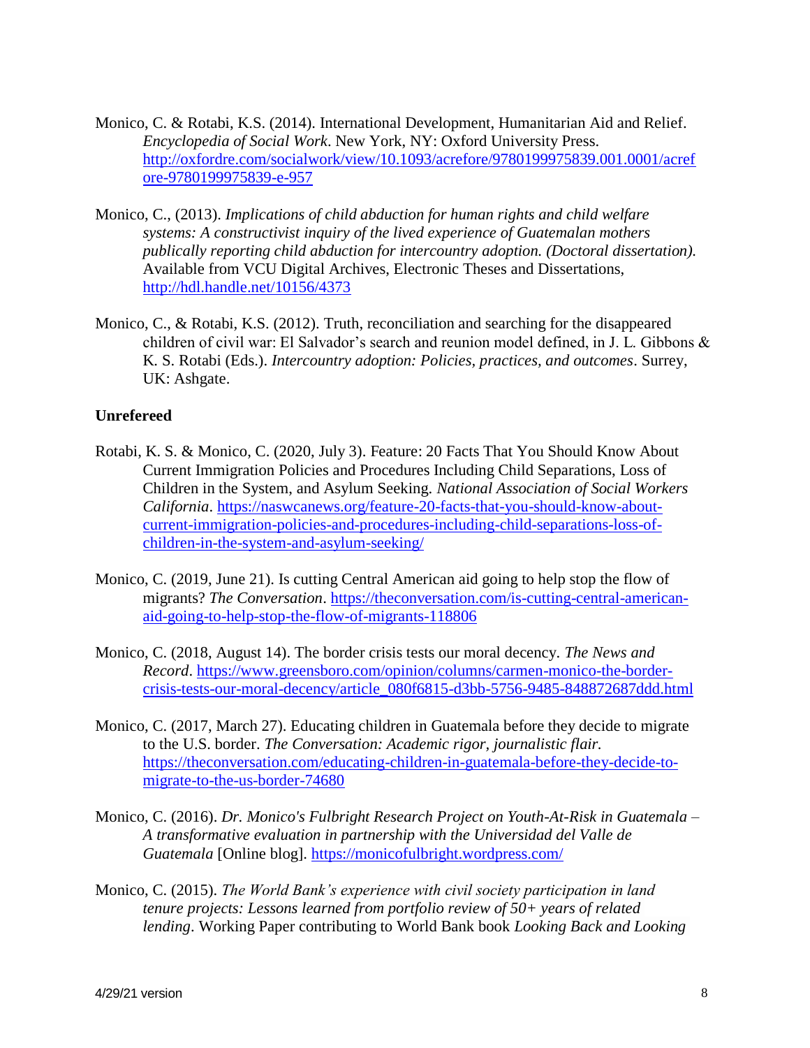Monico, C. & Rotabi, K.S. (2014). International Development, Humanitarian Aid and Relief. *Encyclopedia of Social Work*. New York, NY: Oxford University Press. http://oxfordre.com/socialwork/view/10.1093/acrefore/9780199975839.001.0001/acrefore-9780199975839-e-957

Monico, C., (2013). *Implications of child abduction for human rights and child welfare systems: A constructivist inquiry of the lived experience of Guatemalan mothers publically reporting child abduction for intercountry adoption. (Doctoral dissertation).* Available from VCU Digital Archives, Electronic Theses and Dissertations, http://hdl.handle.net/10156/4373

Monico, C., & Rotabi, K.S. (2012). Truth, reconciliation and searching for the disappeared children of civil war: El Salvador's search and reunion model defined, in J. L. Gibbons & K. S. Rotabi (Eds.). *Intercountry adoption: Policies, practices, and outcomes*. Surrey, UK: Ashgate.

**Unrefereed**

Rotabi, K. S. & Monico, C. (2020, July 3). Feature: 20 Facts That You Should Know About Current Immigration Policies and Procedures Including Child Separations, Loss of Children in the System, and Asylum Seeking. *National Association of Social Workers California*. https://naswcanews.org/feature-20-facts-that-you-should-know-about-current-immigration-policies-and-procedures-including-child-separations-loss-of-children-in-the-system-and-asylum-seeking/

Monico, C. (2019, June 21). Is cutting Central American aid going to help stop the flow of migrants? *The Conversation*. https://theconversation.com/is-cutting-central-american-aid-going-to-help-stop-the-flow-of-migrants-118806

Monico, C. (2018, August 14). The border crisis tests our moral decency. *The News and Record*. https://www.greensboro.com/opinion/columns/carmen-monico-the-border-crisis-tests-our-moral-decency/article_080f6815-d3bb-5756-9485-848872687ddd.html

Monico, C. (2017, March 27). Educating children in Guatemala before they decide to migrate to the U.S. border. *The Conversation: Academic rigor, journalistic flair.* https://theconversation.com/educating-children-in-guatemala-before-they-decide-to-migrate-to-the-us-border-74680

Monico, C. (2016). *Dr. Monico's Fulbright Research Project on Youth-At-Risk in Guatemala – A transformative evaluation in partnership with the Universidad del Valle de Guatemala* [Online blog]. https://monicofulbright.wordpress.com/

Monico, C. (2015). *The World Bank's experience with civil society participation in land tenure projects: Lessons learned from portfolio review of 50+ years of related lending*. Working Paper contributing to World Bank book *Looking Back and Looking*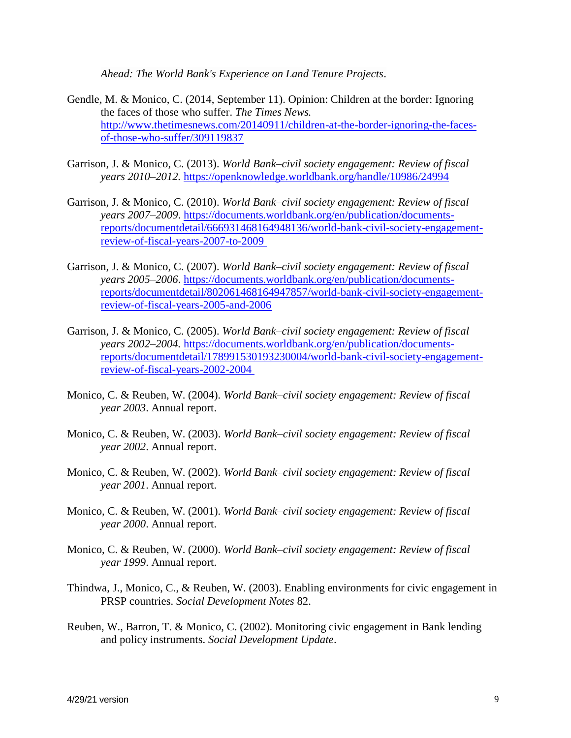*Ahead: The World Bank's Experience on Land Tenure Projects*.

Gendle, M. & Monico, C. (2014, September 11). Opinion: Children at the border: Ignoring the faces of those who suffer. *The Times News.* http://www.thetimesnews.com/20140911/children-at-the-border-ignoring-the-faces-of-those-who-suffer/309119837

Garrison, J. & Monico, C. (2013). *World Bank–civil society engagement: Review of fiscal years 2010–2012.* https://openknowledge.worldbank.org/handle/10986/24994

Garrison, J. & Monico, C. (2010). *World Bank–civil society engagement: Review of fiscal years 2007–2009*. https://documents.worldbank.org/en/publication/documents-reports/documentdetail/666931468164948136/world-bank-civil-society-engagement-review-of-fiscal-years-2007-to-2009

Garrison, J. & Monico, C. (2007). *World Bank–civil society engagement: Review of fiscal years 2005–2006*. https://documents.worldbank.org/en/publication/documents-reports/documentdetail/802061468164947857/world-bank-civil-society-engagement-review-of-fiscal-years-2005-and-2006

Garrison, J. & Monico, C. (2005). *World Bank–civil society engagement: Review of fiscal years 2002–2004.* https://documents.worldbank.org/en/publication/documents-reports/documentdetail/178991530193230004/world-bank-civil-society-engagement-review-of-fiscal-years-2002-2004

Monico, C. & Reuben, W. (2004). *World Bank–civil society engagement: Review of fiscal year 2003*. Annual report.

Monico, C. & Reuben, W. (2003). *World Bank–civil society engagement: Review of fiscal year 2002*. Annual report.

Monico, C. & Reuben, W. (2002). *World Bank–civil society engagement: Review of fiscal year 2001*. Annual report.

Monico, C. & Reuben, W. (2001). *World Bank–civil society engagement: Review of fiscal year 2000*. Annual report.

Monico, C. & Reuben, W. (2000). *World Bank–civil society engagement: Review of fiscal year 1999*. Annual report.

Thindwa, J., Monico, C., & Reuben, W. (2003). Enabling environments for civic engagement in PRSP countries. *Social Development Notes* 82.

Reuben, W., Barron, T. & Monico, C. (2002). Monitoring civic engagement in Bank lending and policy instruments. *Social Development Update*.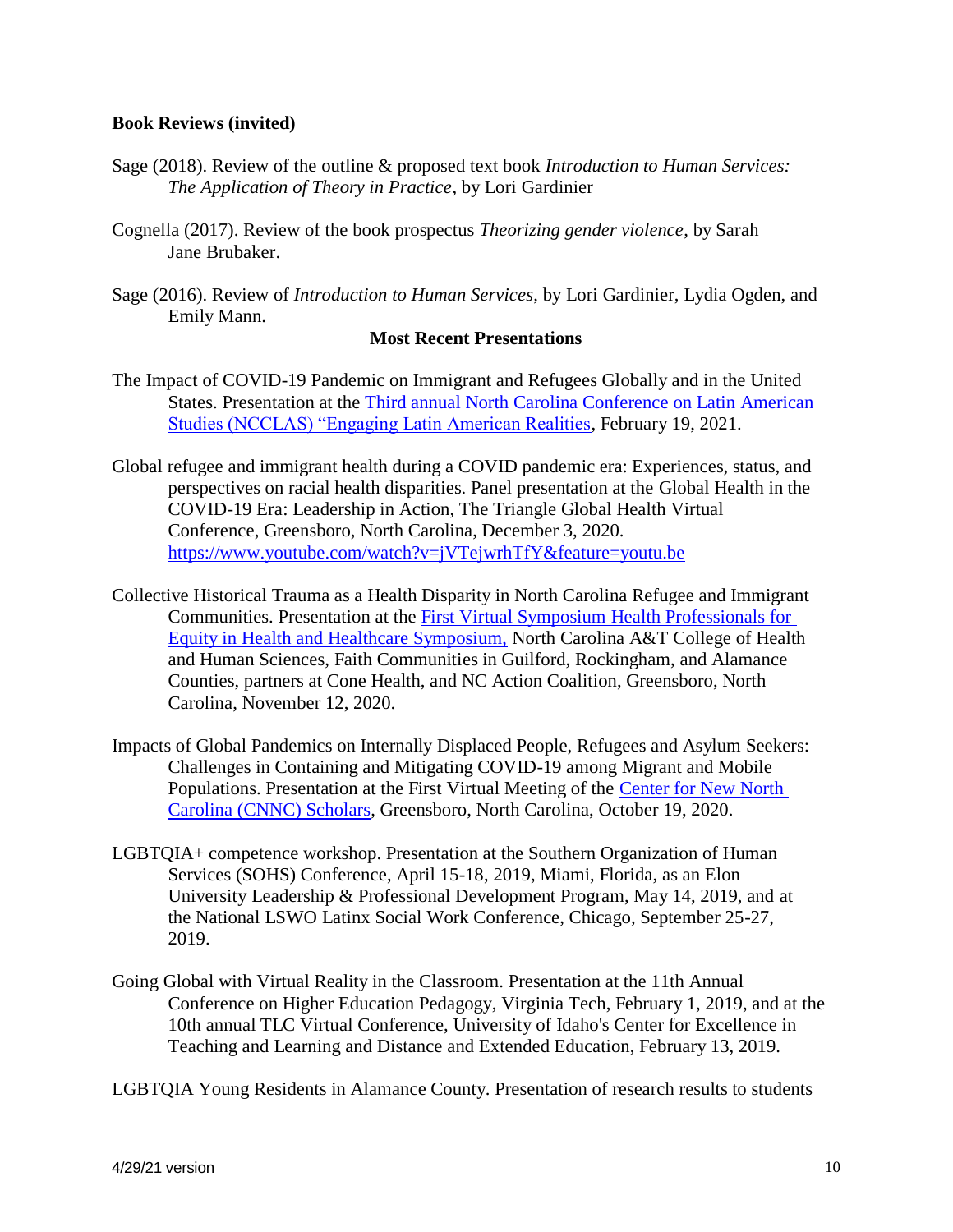**Book Reviews (invited)**

Sage (2018). Review of the outline & proposed text book *Introduction to Human Services: The Application of Theory in Practice*, by Lori Gardinier

Cognella (2017). Review of the book prospectus *Theorizing gender violence*, by Sarah Jane Brubaker.

Sage (2016). Review of *Introduction to Human Services*, by Lori Gardinier, Lydia Ogden, and Emily Mann.

**Most Recent Presentations**

The Impact of COVID-19 Pandemic on Immigrant and Refugees Globally and in the United States. Presentation at the Third annual North Carolina Conference on Latin American Studies (NCCLAS) "Engaging Latin American Realities, February 19, 2021.

Global refugee and immigrant health during a COVID pandemic era: Experiences, status, and perspectives on racial health disparities. Panel presentation at the Global Health in the COVID-19 Era: Leadership in Action, The Triangle Global Health Virtual Conference, Greensboro, North Carolina, December 3, 2020. https://www.youtube.com/watch?v=jVTejwrhTfY&feature=youtu.be

Collective Historical Trauma as a Health Disparity in North Carolina Refugee and Immigrant Communities. Presentation at the First Virtual Symposium Health Professionals for Equity in Health and Healthcare Symposium, North Carolina A&T College of Health and Human Sciences, Faith Communities in Guilford, Rockingham, and Alamance Counties, partners at Cone Health, and NC Action Coalition, Greensboro, North Carolina, November 12, 2020.

Impacts of Global Pandemics on Internally Displaced People, Refugees and Asylum Seekers: Challenges in Containing and Mitigating COVID-19 among Migrant and Mobile Populations. Presentation at the First Virtual Meeting of the Center for New North Carolina (CNNC) Scholars, Greensboro, North Carolina, October 19, 2020.

LGBTQIA+ competence workshop. Presentation at the Southern Organization of Human Services (SOHS) Conference, April 15-18, 2019, Miami, Florida, as an Elon University Leadership & Professional Development Program, May 14, 2019, and at the National LSWO Latinx Social Work Conference, Chicago, September 25-27, 2019.

Going Global with Virtual Reality in the Classroom. Presentation at the 11th Annual Conference on Higher Education Pedagogy, Virginia Tech, February 1, 2019, and at the 10th annual TLC Virtual Conference, University of Idaho's Center for Excellence in Teaching and Learning and Distance and Extended Education, February 13, 2019.

LGBTQIA Young Residents in Alamance County. Presentation of research results to students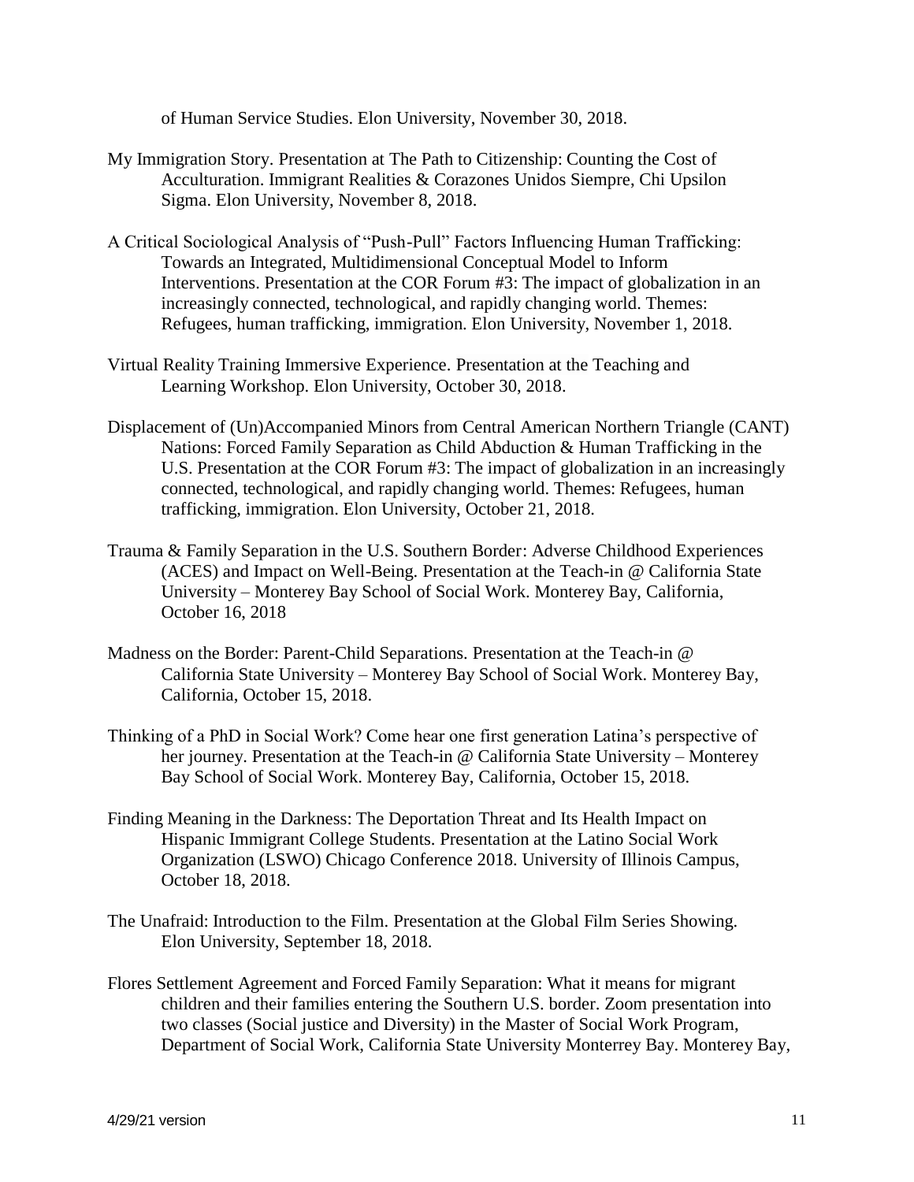of Human Service Studies. Elon University, November 30, 2018.

My Immigration Story. Presentation at The Path to Citizenship: Counting the Cost of Acculturation. Immigrant Realities & Corazones Unidos Siempre, Chi Upsilon Sigma. Elon University, November 8, 2018.

A Critical Sociological Analysis of "Push-Pull" Factors Influencing Human Trafficking: Towards an Integrated, Multidimensional Conceptual Model to Inform Interventions. Presentation at the COR Forum #3: The impact of globalization in an increasingly connected, technological, and rapidly changing world. Themes: Refugees, human trafficking, immigration. Elon University, November 1, 2018.

Virtual Reality Training Immersive Experience. Presentation at the Teaching and Learning Workshop. Elon University, October 30, 2018.

Displacement of (Un)Accompanied Minors from Central American Northern Triangle (CANT) Nations: Forced Family Separation as Child Abduction & Human Trafficking in the U.S. Presentation at the COR Forum #3: The impact of globalization in an increasingly connected, technological, and rapidly changing world. Themes: Refugees, human trafficking, immigration. Elon University, October 21, 2018.

Trauma & Family Separation in the U.S. Southern Border: Adverse Childhood Experiences (ACES) and Impact on Well-Being. Presentation at the Teach-in @ California State University – Monterey Bay School of Social Work. Monterey Bay, California, October 16, 2018

Madness on the Border: Parent-Child Separations. Presentation at the Teach-in @ California State University – Monterey Bay School of Social Work. Monterey Bay, California, October 15, 2018.

Thinking of a PhD in Social Work? Come hear one first generation Latina's perspective of her journey. Presentation at the Teach-in @ California State University – Monterey Bay School of Social Work. Monterey Bay, California, October 15, 2018.

Finding Meaning in the Darkness: The Deportation Threat and Its Health Impact on Hispanic Immigrant College Students. Presentation at the Latino Social Work Organization (LSWO) Chicago Conference 2018. University of Illinois Campus, October 18, 2018.

The Unafraid: Introduction to the Film. Presentation at the Global Film Series Showing. Elon University, September 18, 2018.

Flores Settlement Agreement and Forced Family Separation: What it means for migrant children and their families entering the Southern U.S. border. Zoom presentation into two classes (Social justice and Diversity) in the Master of Social Work Program, Department of Social Work, California State University Monterrey Bay. Monterey Bay,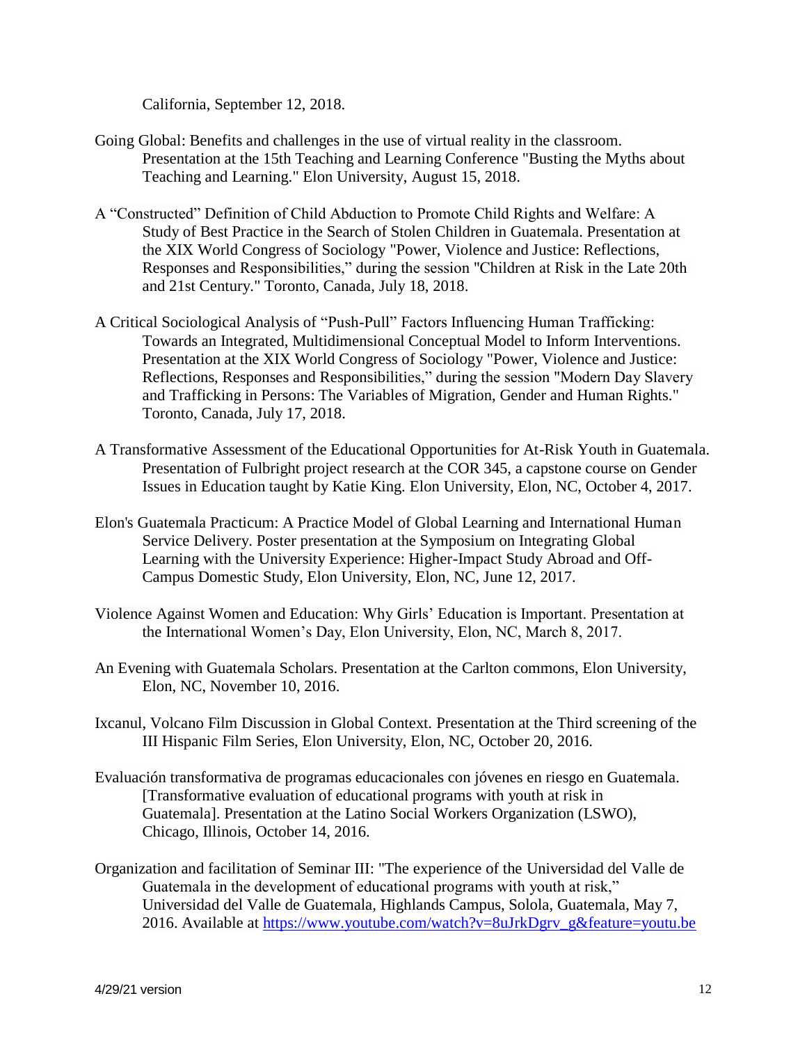California, September 12, 2018.

Going Global: Benefits and challenges in the use of virtual reality in the classroom. Presentation at the 15th Teaching and Learning Conference "Busting the Myths about Teaching and Learning." Elon University, August 15, 2018.

A “Constructed” Definition of Child Abduction to Promote Child Rights and Welfare: A Study of Best Practice in the Search of Stolen Children in Guatemala. Presentation at the XIX World Congress of Sociology "Power, Violence and Justice: Reflections, Responses and Responsibilities,” during the session "Children at Risk in the Late 20th and 21st Century." Toronto, Canada, July 18, 2018.

A Critical Sociological Analysis of “Push-Pull” Factors Influencing Human Trafficking: Towards an Integrated, Multidimensional Conceptual Model to Inform Interventions. Presentation at the XIX World Congress of Sociology "Power, Violence and Justice: Reflections, Responses and Responsibilities,” during the session "Modern Day Slavery and Trafficking in Persons: The Variables of Migration, Gender and Human Rights." Toronto, Canada, July 17, 2018.

A Transformative Assessment of the Educational Opportunities for At-Risk Youth in Guatemala. Presentation of Fulbright project research at the COR 345, a capstone course on Gender Issues in Education taught by Katie King. Elon University, Elon, NC, October 4, 2017.

Elon's Guatemala Practicum: A Practice Model of Global Learning and International Human Service Delivery. Poster presentation at the Symposium on Integrating Global Learning with the University Experience: Higher-Impact Study Abroad and Off-Campus Domestic Study, Elon University, Elon, NC, June 12, 2017.

Violence Against Women and Education: Why Girls’ Education is Important. Presentation at the International Women’s Day, Elon University, Elon, NC, March 8, 2017.

An Evening with Guatemala Scholars. Presentation at the Carlton commons, Elon University, Elon, NC, November 10, 2016.

Ixcanul, Volcano Film Discussion in Global Context. Presentation at the Third screening of the III Hispanic Film Series, Elon University, Elon, NC, October 20, 2016.

Evaluación transformativa de programas educacionales con jóvenes en riesgo en Guatemala. [Transformative evaluation of educational programs with youth at risk in Guatemala]. Presentation at the Latino Social Workers Organization (LSWO), Chicago, Illinois, October 14, 2016.

Organization and facilitation of Seminar III: "The experience of the Universidad del Valle de Guatemala in the development of educational programs with youth at risk,” Universidad del Valle de Guatemala, Highlands Campus, Solola, Guatemala, May 7, 2016. Available at https://www.youtube.com/watch?v=8uJrkDgrv_g&feature=youtu.be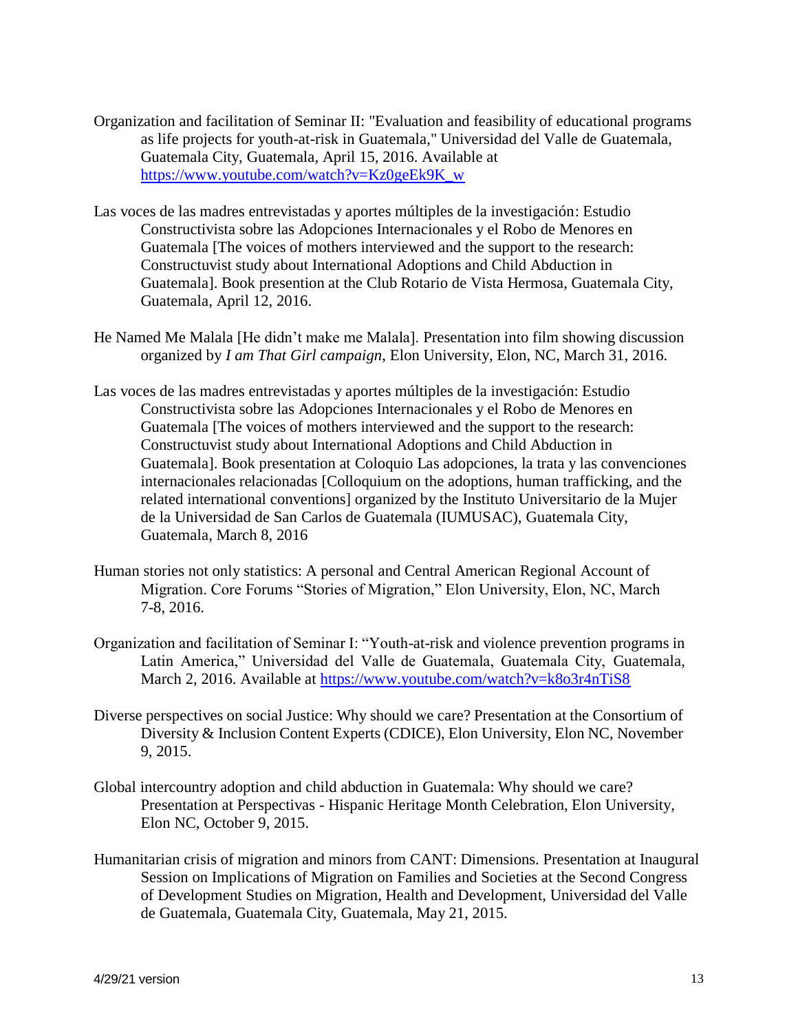Organization and facilitation of Seminar II: "Evaluation and feasibility of educational programs as life projects for youth-at-risk in Guatemala," Universidad del Valle de Guatemala, Guatemala City, Guatemala, April 15, 2016. Available at https://www.youtube.com/watch?v=Kz0geEk9K_w

Las voces de las madres entrevistadas y aportes múltiples de la investigación: Estudio Constructivista sobre las Adopciones Internacionales y el Robo de Menores en Guatemala [The voices of mothers interviewed and the support to the research: Constructuvist study about International Adoptions and Child Abduction in Guatemala]. Book presention at the Club Rotario de Vista Hermosa, Guatemala City, Guatemala, April 12, 2016.

He Named Me Malala [He didn't make me Malala]. Presentation into film showing discussion organized by *I am That Girl campaign*, Elon University, Elon, NC, March 31, 2016.

Las voces de las madres entrevistadas y aportes múltiples de la investigación: Estudio Constructivista sobre las Adopciones Internacionales y el Robo de Menores en Guatemala [The voices of mothers interviewed and the support to the research: Constructuvist study about International Adoptions and Child Abduction in Guatemala]. Book presentation at Coloquio Las adopciones, la trata y las convenciones internacionales relacionadas [Colloquium on the adoptions, human trafficking, and the related international conventions] organized by the Instituto Universitario de la Mujer de la Universidad de San Carlos de Guatemala (IUMUSAC), Guatemala City, Guatemala, March 8, 2016

Human stories not only statistics: A personal and Central American Regional Account of Migration. Core Forums "Stories of Migration," Elon University, Elon, NC, March 7-8, 2016.

Organization and facilitation of Seminar I: "Youth-at-risk and violence prevention programs in Latin America," Universidad del Valle de Guatemala, Guatemala City, Guatemala, March 2, 2016. Available at https://www.youtube.com/watch?v=k8o3r4nTiS8

Diverse perspectives on social Justice: Why should we care? Presentation at the Consortium of Diversity & Inclusion Content Experts (CDICE), Elon University, Elon NC, November 9, 2015.

Global intercountry adoption and child abduction in Guatemala: Why should we care? Presentation at Perspectivas - Hispanic Heritage Month Celebration, Elon University, Elon NC, October 9, 2015.

Humanitarian crisis of migration and minors from CANT: Dimensions. Presentation at Inaugural Session on Implications of Migration on Families and Societies at the Second Congress of Development Studies on Migration, Health and Development, Universidad del Valle de Guatemala, Guatemala City, Guatemala, May 21, 2015.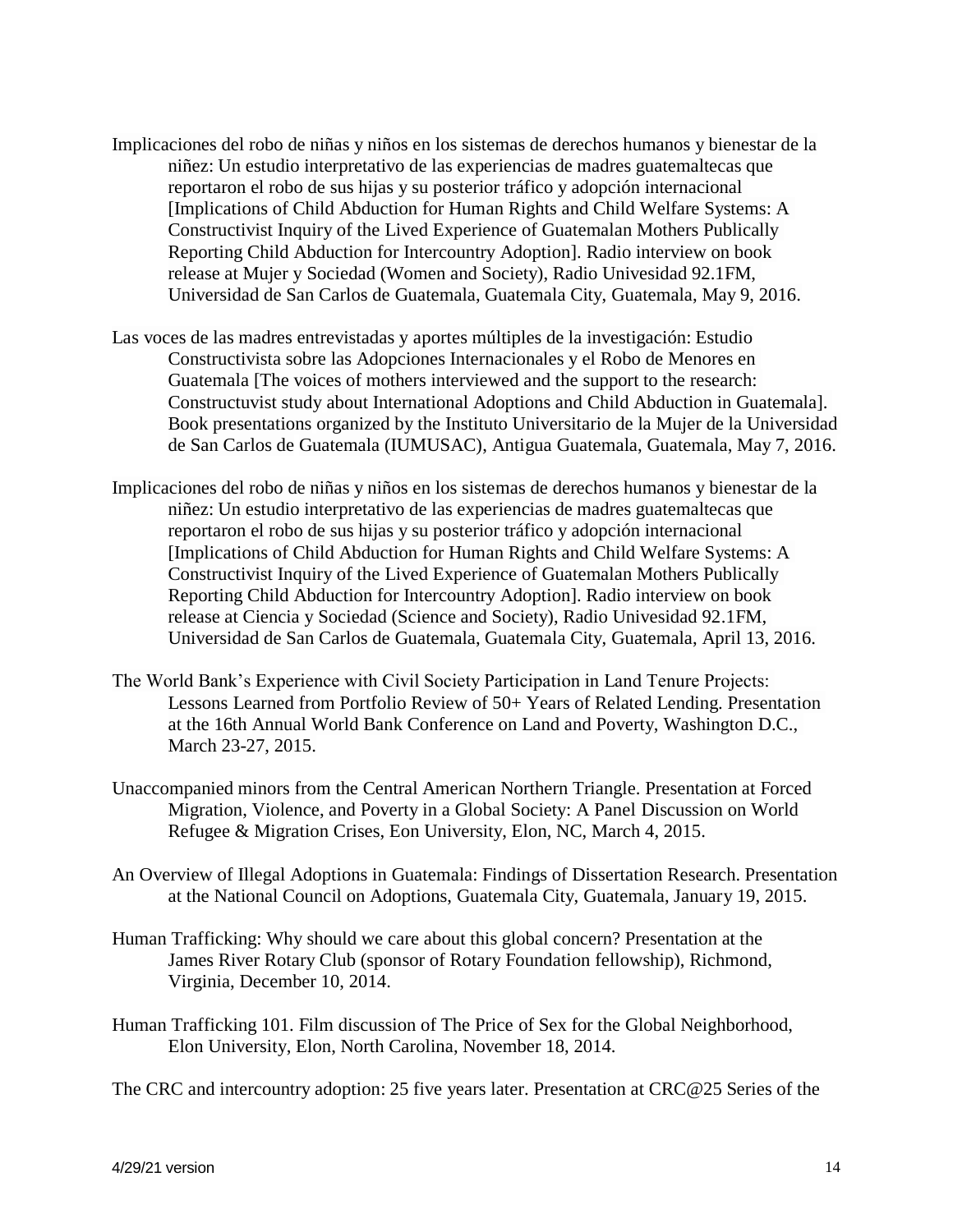Implicaciones del robo de niñas y niños en los sistemas de derechos humanos y bienestar de la niñez: Un estudio interpretativo de las experiencias de madres guatemaltecas que reportaron el robo de sus hijas y su posterior tráfico y adopción internacional [Implications of Child Abduction for Human Rights and Child Welfare Systems: A Constructivist Inquiry of the Lived Experience of Guatemalan Mothers Publically Reporting Child Abduction for Intercountry Adoption]. Radio interview on book release at Mujer y Sociedad (Women and Society), Radio Univesidad 92.1FM, Universidad de San Carlos de Guatemala, Guatemala City, Guatemala, May 9, 2016.

Las voces de las madres entrevistadas y aportes múltiples de la investigación: Estudio Constructivista sobre las Adopciones Internacionales y el Robo de Menores en Guatemala [The voices of mothers interviewed and the support to the research: Constructuvist study about International Adoptions and Child Abduction in Guatemala]. Book presentations organized by the Instituto Universitario de la Mujer de la Universidad de San Carlos de Guatemala (IUMUSAC), Antigua Guatemala, Guatemala, May 7, 2016.

Implicaciones del robo de niñas y niños en los sistemas de derechos humanos y bienestar de la niñez: Un estudio interpretativo de las experiencias de madres guatemaltecas que reportaron el robo de sus hijas y su posterior tráfico y adopción internacional [Implications of Child Abduction for Human Rights and Child Welfare Systems: A Constructivist Inquiry of the Lived Experience of Guatemalan Mothers Publically Reporting Child Abduction for Intercountry Adoption]. Radio interview on book release at Ciencia y Sociedad (Science and Society), Radio Univesidad 92.1FM, Universidad de San Carlos de Guatemala, Guatemala City, Guatemala, April 13, 2016.

The World Bank's Experience with Civil Society Participation in Land Tenure Projects: Lessons Learned from Portfolio Review of 50+ Years of Related Lending. Presentation at the 16th Annual World Bank Conference on Land and Poverty, Washington D.C., March 23-27, 2015.

Unaccompanied minors from the Central American Northern Triangle. Presentation at Forced Migration, Violence, and Poverty in a Global Society: A Panel Discussion on World Refugee & Migration Crises, Eon University, Elon, NC, March 4, 2015.

An Overview of Illegal Adoptions in Guatemala: Findings of Dissertation Research. Presentation at the National Council on Adoptions, Guatemala City, Guatemala, January 19, 2015.

Human Trafficking: Why should we care about this global concern? Presentation at the James River Rotary Club (sponsor of Rotary Foundation fellowship), Richmond, Virginia, December 10, 2014.

Human Trafficking 101. Film discussion of The Price of Sex for the Global Neighborhood, Elon University, Elon, North Carolina, November 18, 2014.

The CRC and intercountry adoption: 25 five years later. Presentation at CRC@25 Series of the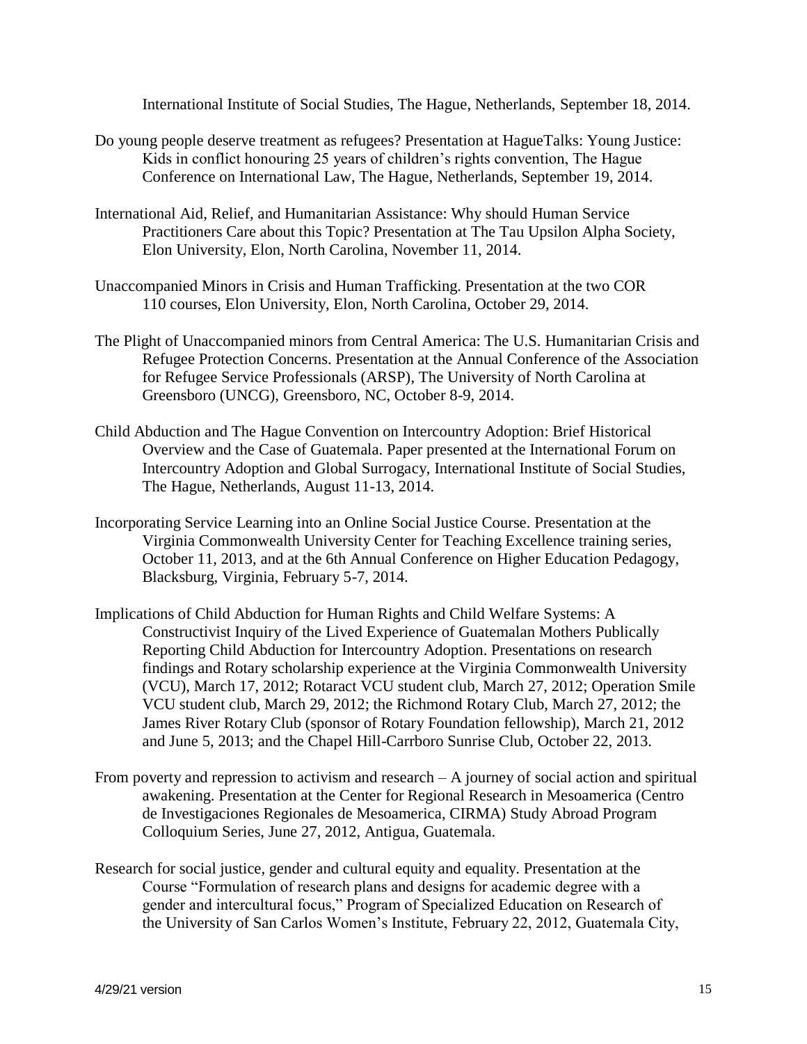International Institute of Social Studies, The Hague, Netherlands, September 18, 2014.

Do young people deserve treatment as refugees? Presentation at HagueTalks: Young Justice: Kids in conflict honouring 25 years of children's rights convention, The Hague Conference on International Law, The Hague, Netherlands, September 19, 2014.

International Aid, Relief, and Humanitarian Assistance: Why should Human Service Practitioners Care about this Topic? Presentation at The Tau Upsilon Alpha Society, Elon University, Elon, North Carolina, November 11, 2014.

Unaccompanied Minors in Crisis and Human Trafficking. Presentation at the two COR 110 courses, Elon University, Elon, North Carolina, October 29, 2014.

The Plight of Unaccompanied minors from Central America: The U.S. Humanitarian Crisis and Refugee Protection Concerns. Presentation at the Annual Conference of the Association for Refugee Service Professionals (ARSP), The University of North Carolina at Greensboro (UNCG), Greensboro, NC, October 8-9, 2014.

Child Abduction and The Hague Convention on Intercountry Adoption: Brief Historical Overview and the Case of Guatemala. Paper presented at the International Forum on Intercountry Adoption and Global Surrogacy, International Institute of Social Studies, The Hague, Netherlands, August 11-13, 2014.

Incorporating Service Learning into an Online Social Justice Course. Presentation at the Virginia Commonwealth University Center for Teaching Excellence training series, October 11, 2013, and at the 6th Annual Conference on Higher Education Pedagogy, Blacksburg, Virginia, February 5-7, 2014.

Implications of Child Abduction for Human Rights and Child Welfare Systems: A Constructivist Inquiry of the Lived Experience of Guatemalan Mothers Publically Reporting Child Abduction for Intercountry Adoption. Presentations on research findings and Rotary scholarship experience at the Virginia Commonwealth University (VCU), March 17, 2012; Rotaract VCU student club, March 27, 2012; Operation Smile VCU student club, March 29, 2012; the Richmond Rotary Club, March 27, 2012; the James River Rotary Club (sponsor of Rotary Foundation fellowship), March 21, 2012 and June 5, 2013; and the Chapel Hill-Carrboro Sunrise Club, October 22, 2013.

From poverty and repression to activism and research – A journey of social action and spiritual awakening. Presentation at the Center for Regional Research in Mesoamerica (Centro de Investigaciones Regionales de Mesoamerica, CIRMA) Study Abroad Program Colloquium Series, June 27, 2012, Antigua, Guatemala.

Research for social justice, gender and cultural equity and equality. Presentation at the Course "Formulation of research plans and designs for academic degree with a gender and intercultural focus," Program of Specialized Education on Research of the University of San Carlos Women's Institute, February 22, 2012, Guatemala City,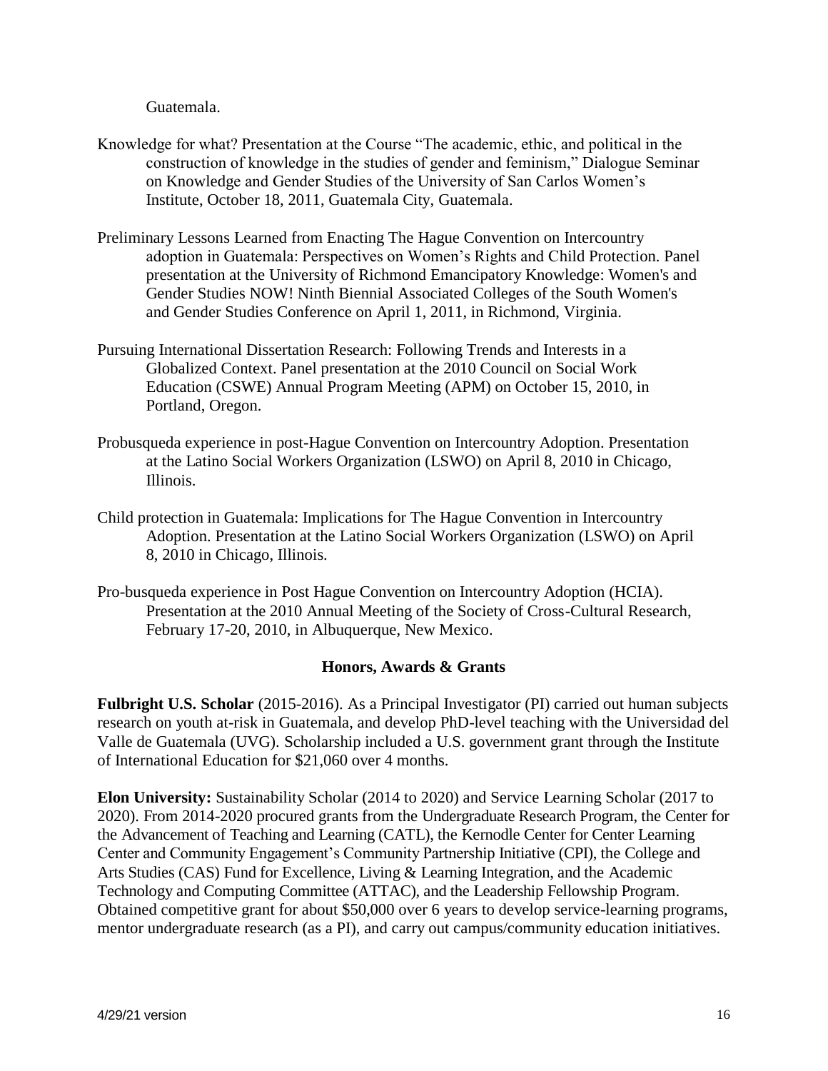Guatemala.

Knowledge for what? Presentation at the Course "The academic, ethic, and political in the construction of knowledge in the studies of gender and feminism," Dialogue Seminar on Knowledge and Gender Studies of the University of San Carlos Women's Institute, October 18, 2011, Guatemala City, Guatemala.

Preliminary Lessons Learned from Enacting The Hague Convention on Intercountry adoption in Guatemala: Perspectives on Women's Rights and Child Protection. Panel presentation at the University of Richmond Emancipatory Knowledge: Women's and Gender Studies NOW! Ninth Biennial Associated Colleges of the South Women's and Gender Studies Conference on April 1, 2011, in Richmond, Virginia.

Pursuing International Dissertation Research: Following Trends and Interests in a Globalized Context. Panel presentation at the 2010 Council on Social Work Education (CSWE) Annual Program Meeting (APM) on October 15, 2010, in Portland, Oregon.

Probusqueda experience in post-Hague Convention on Intercountry Adoption. Presentation at the Latino Social Workers Organization (LSWO) on April 8, 2010 in Chicago, Illinois.

Child protection in Guatemala: Implications for The Hague Convention in Intercountry Adoption. Presentation at the Latino Social Workers Organization (LSWO) on April 8, 2010 in Chicago, Illinois.

Pro-busqueda experience in Post Hague Convention on Intercountry Adoption (HCIA). Presentation at the 2010 Annual Meeting of the Society of Cross-Cultural Research, February 17-20, 2010, in Albuquerque, New Mexico.

## Honors, Awards & Grants

**Fulbright U.S. Scholar** (2015-2016). As a Principal Investigator (PI) carried out human subjects research on youth at-risk in Guatemala, and develop PhD-level teaching with the Universidad del Valle de Guatemala (UVG). Scholarship included a U.S. government grant through the Institute of International Education for $21,060 over 4 months.

**Elon University:** Sustainability Scholar (2014 to 2020) and Service Learning Scholar (2017 to 2020). From 2014-2020 procured grants from the Undergraduate Research Program, the Center for the Advancement of Teaching and Learning (CATL), the Kernodle Center for Center Learning Center and Community Engagement's Community Partnership Initiative (CPI), the College and Arts Studies (CAS) Fund for Excellence, Living & Learning Integration, and the Academic Technology and Computing Committee (ATTAC), and the Leadership Fellowship Program. Obtained competitive grant for about $50,000 over 6 years to develop service-learning programs, mentor undergraduate research (as a PI), and carry out campus/community education initiatives.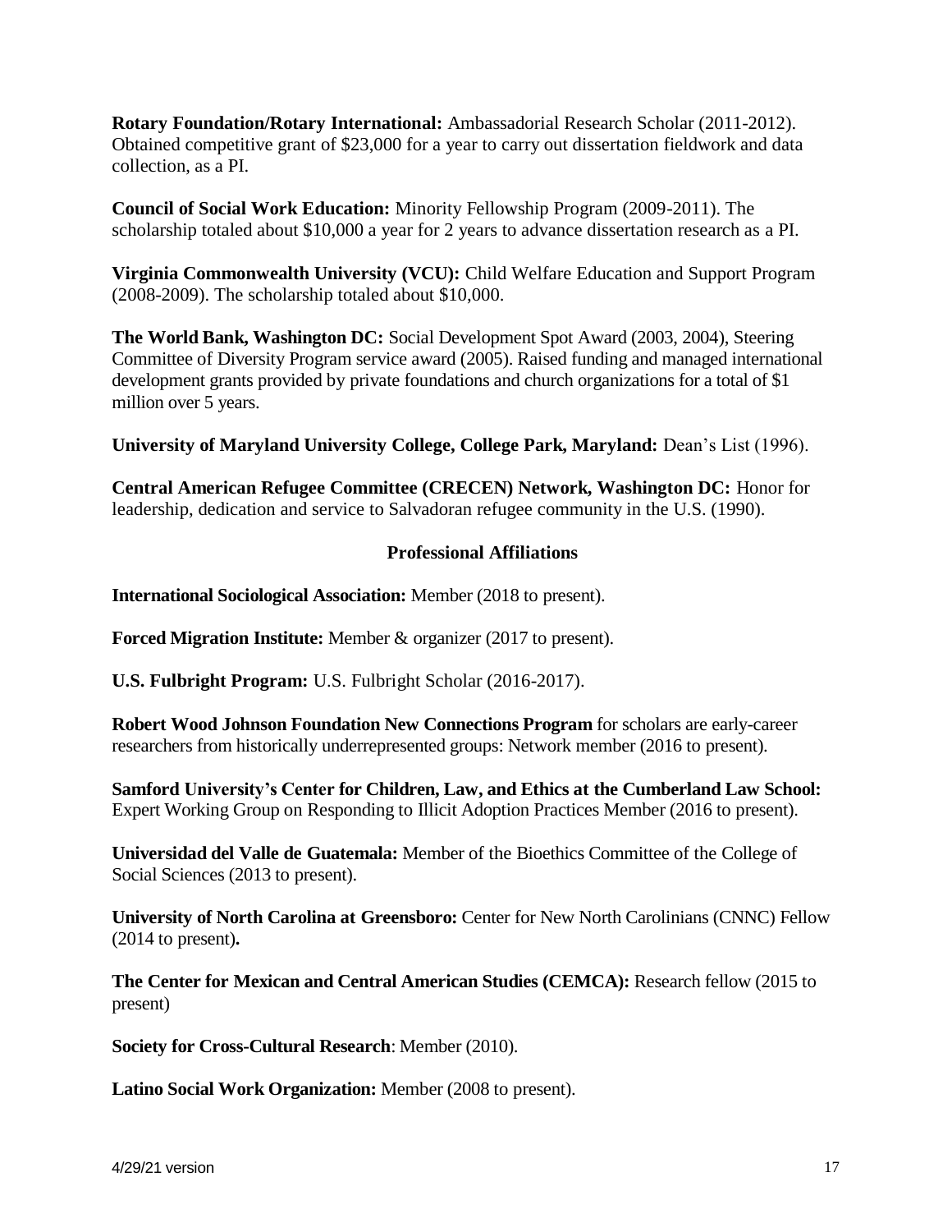**Rotary Foundation/Rotary International:** Ambassadorial Research Scholar (2011-2012). Obtained competitive grant of $23,000 for a year to carry out dissertation fieldwork and data collection, as a PI.

**Council of Social Work Education:** Minority Fellowship Program (2009-2011). The scholarship totaled about $10,000 a year for 2 years to advance dissertation research as a PI.

**Virginia Commonwealth University (VCU):** Child Welfare Education and Support Program (2008-2009). The scholarship totaled about $10,000.

**The World Bank, Washington DC:** Social Development Spot Award (2003, 2004), Steering Committee of Diversity Program service award (2005). Raised funding and managed international development grants provided by private foundations and church organizations for a total of $1 million over 5 years.

**University of Maryland University College, College Park, Maryland:** Dean's List (1996).

**Central American Refugee Committee (CRECEN) Network, Washington DC:** Honor for leadership, dedication and service to Salvadoran refugee community in the U.S. (1990).

## Professional Affiliations

**International Sociological Association:** Member (2018 to present).

**Forced Migration Institute:** Member & organizer (2017 to present).

**U.S. Fulbright Program:** U.S. Fulbright Scholar (2016-2017).

**Robert Wood Johnson Foundation New Connections Program** for scholars are early-career researchers from historically underrepresented groups: Network member (2016 to present).

**Samford University's Center for Children, Law, and Ethics at the Cumberland Law School:** Expert Working Group on Responding to Illicit Adoption Practices Member (2016 to present).

**Universidad del Valle de Guatemala:** Member of the Bioethics Committee of the College of Social Sciences (2013 to present).

**University of North Carolina at Greensboro:** Center for New North Carolinians (CNNC) Fellow (2014 to present)**.**

**The Center for Mexican and Central American Studies (CEMCA):** Research fellow (2015 to present)

**Society for Cross-Cultural Research**: Member (2010).

**Latino Social Work Organization:** Member (2008 to present).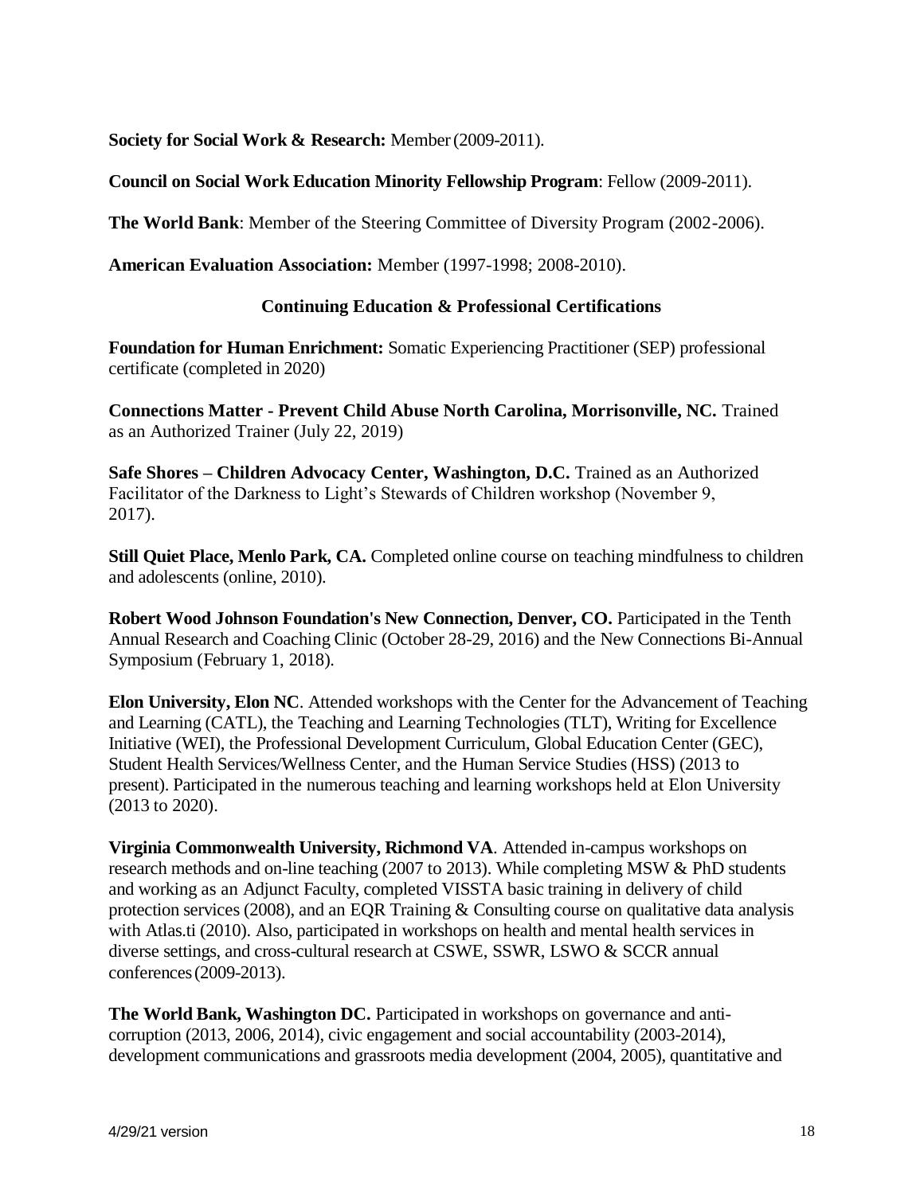**Society for Social Work & Research:** Member (2009-2011).

**Council on Social Work Education Minority Fellowship Program**: Fellow (2009-2011).

**The World Bank**: Member of the Steering Committee of Diversity Program (2002-2006).

**American Evaluation Association:** Member (1997-1998; 2008-2010).

## Continuing Education & Professional Certifications

**Foundation for Human Enrichment:** Somatic Experiencing Practitioner (SEP) professional certificate (completed in 2020)

**Connections Matter - Prevent Child Abuse North Carolina, Morrisonville, NC.** Trained as an Authorized Trainer (July 22, 2019)

**Safe Shores – Children Advocacy Center, Washington, D.C.** Trained as an Authorized Facilitator of the Darkness to Light's Stewards of Children workshop (November 9, 2017).

**Still Quiet Place, Menlo Park, CA.** Completed online course on teaching mindfulness to children and adolescents (online, 2010).

**Robert Wood Johnson Foundation's New Connection, Denver, CO.** Participated in the Tenth Annual Research and Coaching Clinic (October 28-29, 2016) and the New Connections Bi-Annual Symposium (February 1, 2018).

**Elon University, Elon NC**. Attended workshops with the Center for the Advancement of Teaching and Learning (CATL), the Teaching and Learning Technologies (TLT), Writing for Excellence Initiative (WEI), the Professional Development Curriculum, Global Education Center (GEC), Student Health Services/Wellness Center, and the Human Service Studies (HSS) (2013 to present). Participated in the numerous teaching and learning workshops held at Elon University (2013 to 2020).

**Virginia Commonwealth University, Richmond VA**. Attended in-campus workshops on research methods and on-line teaching (2007 to 2013). While completing MSW & PhD students and working as an Adjunct Faculty, completed VISSTA basic training in delivery of child protection services (2008), and an EQR Training & Consulting course on qualitative data analysis with Atlas.ti (2010). Also, participated in workshops on health and mental health services in diverse settings, and cross-cultural research at CSWE, SSWR, LSWO & SCCR annual conferences (2009-2013).

**The World Bank, Washington DC.** Participated in workshops on governance and anti-corruption (2013, 2006, 2014), civic engagement and social accountability (2003-2014), development communications and grassroots media development (2004, 2005), quantitative and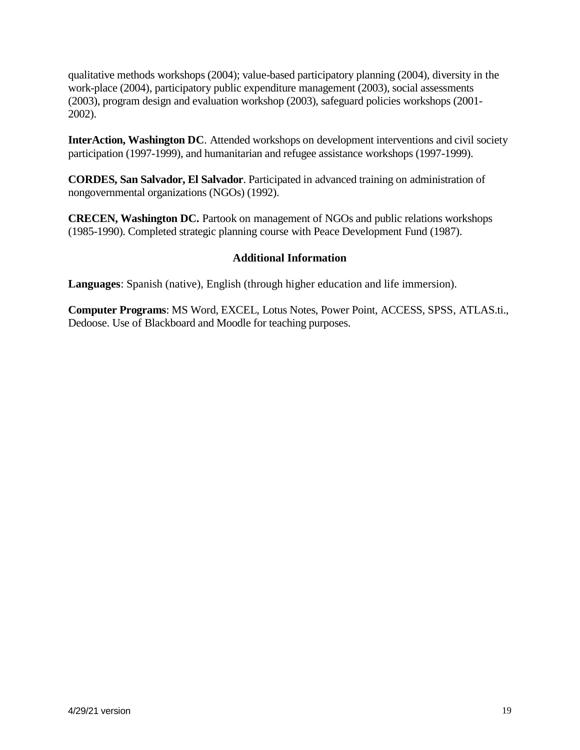qualitative methods workshops (2004); value-based participatory planning (2004), diversity in the work-place (2004), participatory public expenditure management (2003), social assessments (2003), program design and evaluation workshop (2003), safeguard policies workshops (2001-2002).

**InterAction, Washington DC**. Attended workshops on development interventions and civil society participation (1997-1999), and humanitarian and refugee assistance workshops (1997-1999).

**CORDES, San Salvador, El Salvador**. Participated in advanced training on administration of nongovernmental organizations (NGOs) (1992).

**CRECEN, Washington DC.** Partook on management of NGOs and public relations workshops (1985-1990). Completed strategic planning course with Peace Development Fund (1987).

## Additional Information

**Languages**: Spanish (native), English (through higher education and life immersion).

**Computer Programs**: MS Word, EXCEL, Lotus Notes, Power Point, ACCESS, SPSS, ATLAS.ti., Dedoose. Use of Blackboard and Moodle for teaching purposes.